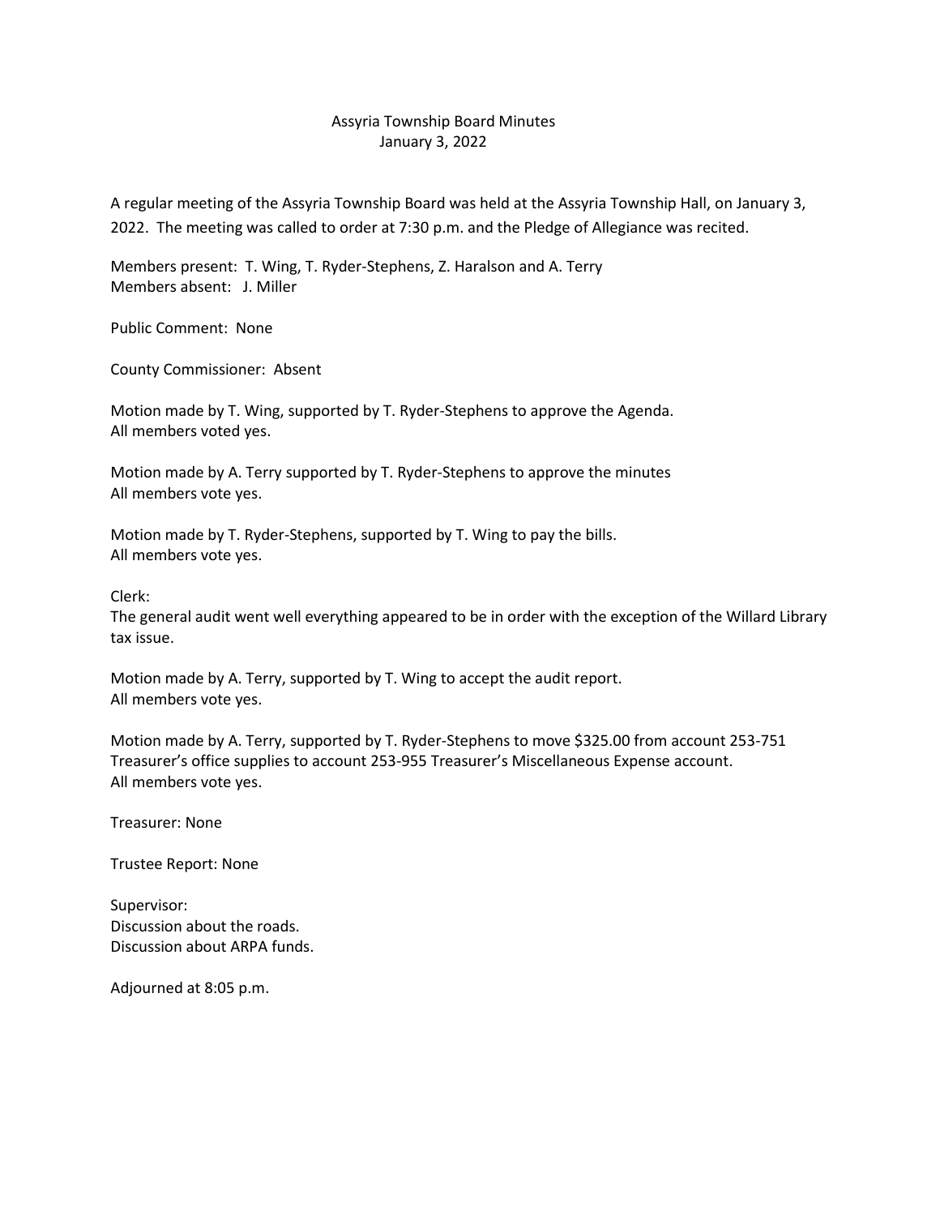# Assyria Township Board Minutes
## January 3, 2022

A regular meeting of the Assyria Township Board was held at the Assyria Township Hall, on January 3, 2022. The meeting was called to order at 7:30 p.m. and the Pledge of Allegiance was recited.

Members present: T. Wing, T. Ryder-Stephens, Z. Haralson and A. Terry
Members absent: J. Miller

Public Comment: None

County Commissioner: Absent

Motion made by T. Wing, supported by T. Ryder-Stephens to approve the Agenda.
All members voted yes.

Motion made by A. Terry supported by T. Ryder-Stephens to approve the minutes
All members vote yes.

Motion made by T. Ryder-Stephens, supported by T. Wing to pay the bills.
All members vote yes.

Clerk:
The general audit went well everything appeared to be in order with the exception of the Willard Library tax issue.

Motion made by A. Terry, supported by T. Wing to accept the audit report.
All members vote yes.

Motion made by A. Terry, supported by T. Ryder-Stephens to move $325.00 from account 253-751 Treasurer's office supplies to account 253-955 Treasurer's Miscellaneous Expense account.
All members vote yes.

Treasurer: None

Trustee Report: None

Supervisor:
Discussion about the roads.
Discussion about ARPA funds.

Adjourned at 8:05 p.m.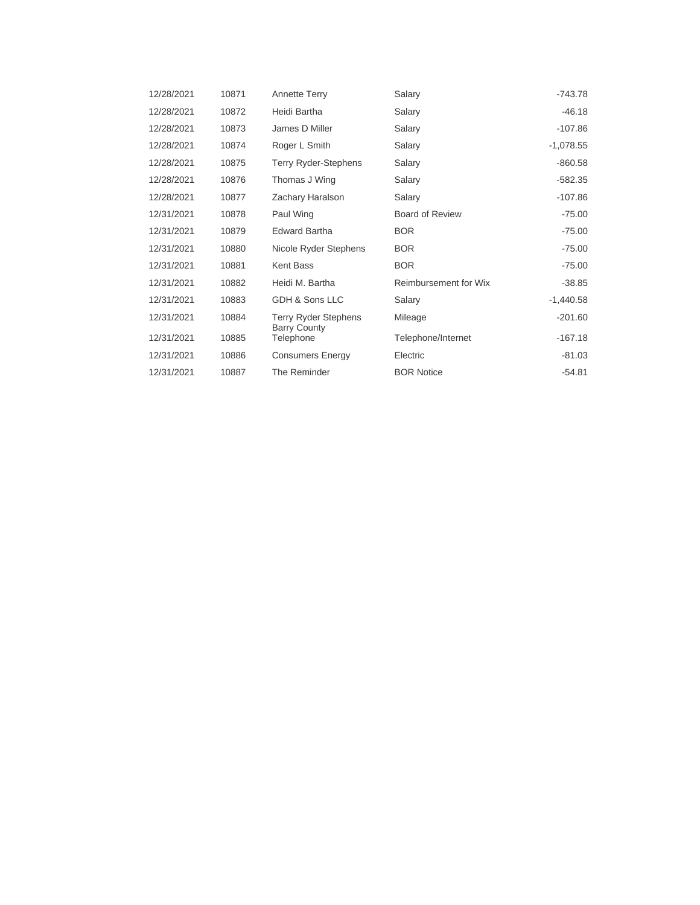| | | | | |
|---|---|---|---|---|
| 12/28/2021 | 10871 | Annette Terry | Salary | -743.78 |
| 12/28/2021 | 10872 | Heidi Bartha | Salary | -46.18 |
| 12/28/2021 | 10873 | James D Miller | Salary | -107.86 |
| 12/28/2021 | 10874 | Roger L Smith | Salary | -1,078.55 |
| 12/28/2021 | 10875 | Terry Ryder-Stephens | Salary | -860.58 |
| 12/28/2021 | 10876 | Thomas J Wing | Salary | -582.35 |
| 12/28/2021 | 10877 | Zachary Haralson | Salary | -107.86 |
| 12/31/2021 | 10878 | Paul Wing | Board of Review | -75.00 |
| 12/31/2021 | 10879 | Edward Bartha | BOR | -75.00 |
| 12/31/2021 | 10880 | Nicole Ryder Stephens | BOR | -75.00 |
| 12/31/2021 | 10881 | Kent Bass | BOR | -75.00 |
| 12/31/2021 | 10882 | Heidi M. Bartha | Reimbursement for Wix | -38.85 |
| 12/31/2021 | 10883 | GDH & Sons LLC | Salary | -1,440.58 |
| 12/31/2021 | 10884 | Terry Ryder Stephens | Mileage | -201.60 |
| 12/31/2021 | 10885 | Barry County Telephone | Telephone/Internet | -167.18 |
| 12/31/2021 | 10886 | Consumers Energy | Electric | -81.03 |
| 12/31/2021 | 10887 | The Reminder | BOR Notice | -54.81 |